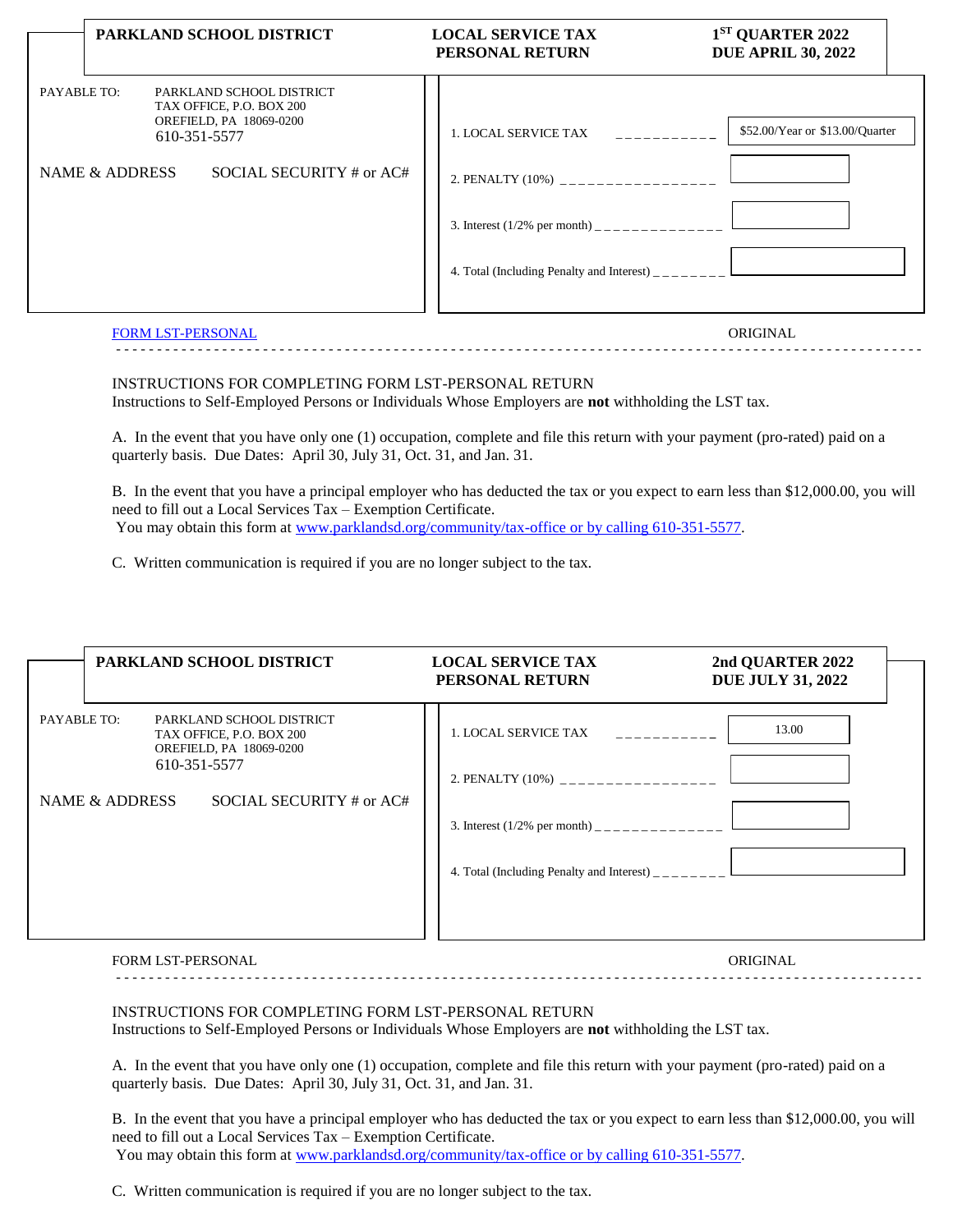**PARKLAND SCHOOL DISTRICT** | **LOCAL SERVICE TAX PERSONAL RETURN** | **1ST QUARTER 2022 DUE APRIL 30, 2022**

PAYABLE TO: PARKLAND SCHOOL DISTRICT
TAX OFFICE, P.O. BOX 200
OREFIELD, PA 18069-0200
610-351-5577

NAME & ADDRESS SOCIAL SECURITY # or AC#

| | |
|---|---|
| 1. LOCAL SERVICE TAX ___________ | $52.00/Year or $13.00/Quarter |
| 2. PENALTY (10%) _________________ | |
| 3. Interest (1/2% per month) ______________ | |
| 4. Total (Including Penalty and Interest) ________ | |

FORM LST-PERSONAL ORIGINAL

INSTRUCTIONS FOR COMPLETING FORM LST-PERSONAL RETURN
Instructions to Self-Employed Persons or Individuals Whose Employers are **not** withholding the LST tax.

A. In the event that you have only one (1) occupation, complete and file this return with your payment (pro-rated) paid on a quarterly basis. Due Dates: April 30, July 31, Oct. 31, and Jan. 31.

B. In the event that you have a principal employer who has deducted the tax or you expect to earn less than $12,000.00, you will need to fill out a Local Services Tax – Exemption Certificate.
You may obtain this form at www.parklandsd.org/community/tax-office or by calling 610-351-5577.

C. Written communication is required if you are no longer subject to the tax.

---

**PARKLAND SCHOOL DISTRICT** | **LOCAL SERVICE TAX PERSONAL RETURN** | **2nd QUARTER 2022 DUE JULY 31, 2022**

PAYABLE TO: PARKLAND SCHOOL DISTRICT
TAX OFFICE, P.O. BOX 200
OREFIELD, PA 18069-0200
610-351-5577

NAME & ADDRESS SOCIAL SECURITY # or AC#

| | |
|---|---|
| 1. LOCAL SERVICE TAX ___________ | 13.00 |
| 2. PENALTY (10%) _________________ | |
| 3. Interest (1/2% per month) ______________ | |
| 4. Total (Including Penalty and Interest) ________ | |

FORM LST-PERSONAL ORIGINAL

INSTRUCTIONS FOR COMPLETING FORM LST-PERSONAL RETURN
Instructions to Self-Employed Persons or Individuals Whose Employers are **not** withholding the LST tax.

A. In the event that you have only one (1) occupation, complete and file this return with your payment (pro-rated) paid on a quarterly basis. Due Dates: April 30, July 31, Oct. 31, and Jan. 31.

B. In the event that you have a principal employer who has deducted the tax or you expect to earn less than $12,000.00, you will need to fill out a Local Services Tax – Exemption Certificate.
You may obtain this form at www.parklandsd.org/community/tax-office or by calling 610-351-5577.

C. Written communication is required if you are no longer subject to the tax.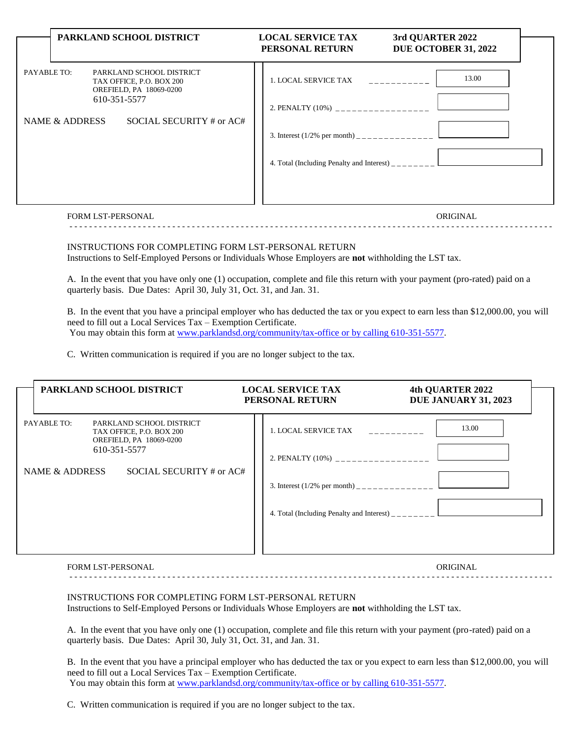| PARKLAND SCHOOL DISTRICT | LOCAL SERVICE TAX PERSONAL RETURN | 3rd QUARTER 2022 DUE OCTOBER 31, 2022 |
|---|---|---|

PAYABLE TO: PARKLAND SCHOOL DISTRICT
TAX OFFICE, P.O. BOX 200
OREFIELD, PA 18069-0200
610-351-5577

NAME & ADDRESS     SOCIAL SECURITY # or AC#

| | |
|---|---|
| 1. LOCAL SERVICE TAX | 13.00 |
| 2. PENALTY (10%) | |
| 3. Interest (1/2% per month) | |
| 4. Total (Including Penalty and Interest) | |

FORM LST-PERSONAL     ORIGINAL

INSTRUCTIONS FOR COMPLETING FORM LST-PERSONAL RETURN
Instructions to Self-Employed Persons or Individuals Whose Employers are **not** withholding the LST tax.

A. In the event that you have only one (1) occupation, complete and file this return with your payment (pro-rated) paid on a quarterly basis. Due Dates: April 30, July 31, Oct. 31, and Jan. 31.

B. In the event that you have a principal employer who has deducted the tax or you expect to earn less than $12,000.00, you will need to fill out a Local Services Tax – Exemption Certificate.
You may obtain this form at www.parklandsd.org/community/tax-office or by calling 610-351-5577.

C. Written communication is required if you are no longer subject to the tax.

| PARKLAND SCHOOL DISTRICT | LOCAL SERVICE TAX PERSONAL RETURN | 4th QUARTER 2022 DUE JANUARY 31, 2023 |
|---|---|---|

PAYABLE TO: PARKLAND SCHOOL DISTRICT
TAX OFFICE, P.O. BOX 200
OREFIELD, PA 18069-0200
610-351-5577

NAME & ADDRESS     SOCIAL SECURITY # or AC#

| | |
|---|---|
| 1. LOCAL SERVICE TAX | 13.00 |
| 2. PENALTY (10%) | |
| 3. Interest (1/2% per month) | |
| 4. Total (Including Penalty and Interest) | |

FORM LST-PERSONAL     ORIGINAL

INSTRUCTIONS FOR COMPLETING FORM LST-PERSONAL RETURN
Instructions to Self-Employed Persons or Individuals Whose Employers are **not** withholding the LST tax.

A. In the event that you have only one (1) occupation, complete and file this return with your payment (pro-rated) paid on a quarterly basis. Due Dates: April 30, July 31, Oct. 31, and Jan. 31.

B. In the event that you have a principal employer who has deducted the tax or you expect to earn less than $12,000.00, you will need to fill out a Local Services Tax – Exemption Certificate.
You may obtain this form at www.parklandsd.org/community/tax-office or by calling 610-351-5577.

C. Written communication is required if you are no longer subject to the tax.